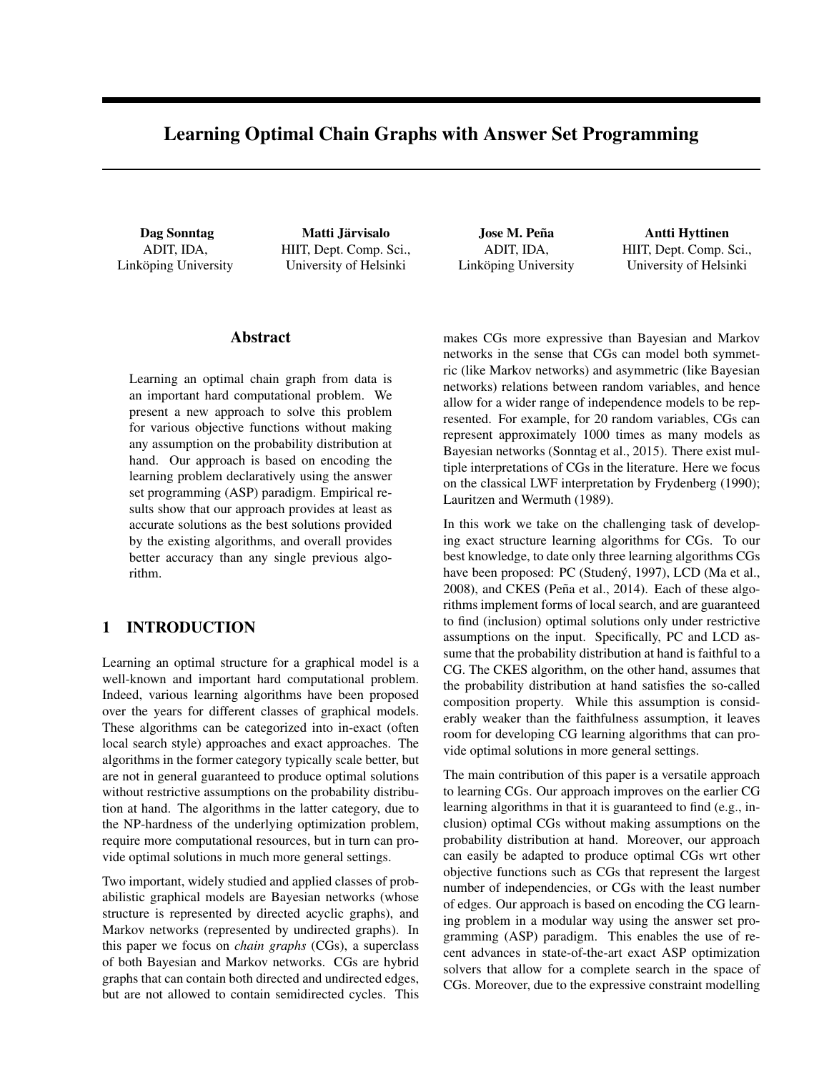# Learning Optimal Chain Graphs with Answer Set Programming

**Dag Sonntag**
ADIT, IDA,
Linköping University

**Matti Järvisalo**
HIIT, Dept. Comp. Sci.,
University of Helsinki

**Jose M. Peña**
ADIT, IDA,
Linköping University

**Antti Hyttinen**
HIIT, Dept. Comp. Sci.,
University of Helsinki

## Abstract

Learning an optimal chain graph from data is an important hard computational problem. We present a new approach to solve this problem for various objective functions without making any assumption on the probability distribution at hand. Our approach is based on encoding the learning problem declaratively using the answer set programming (ASP) paradigm. Empirical results show that our approach provides at least as accurate solutions as the best solutions provided by the existing algorithms, and overall provides better accuracy than any single previous algorithm.

## 1 INTRODUCTION

Learning an optimal structure for a graphical model is a well-known and important hard computational problem. Indeed, various learning algorithms have been proposed over the years for different classes of graphical models. These algorithms can be categorized into in-exact (often local search style) approaches and exact approaches. The algorithms in the former category typically scale better, but are not in general guaranteed to produce optimal solutions without restrictive assumptions on the probability distribution at hand. The algorithms in the latter category, due to the NP-hardness of the underlying optimization problem, require more computational resources, but in turn can provide optimal solutions in much more general settings.

Two important, widely studied and applied classes of probabilistic graphical models are Bayesian networks (whose structure is represented by directed acyclic graphs), and Markov networks (represented by undirected graphs). In this paper we focus on *chain graphs* (CGs), a superclass of both Bayesian and Markov networks. CGs are hybrid graphs that can contain both directed and undirected edges, but are not allowed to contain semidirected cycles. This makes CGs more expressive than Bayesian and Markov networks in the sense that CGs can model both symmetric (like Markov networks) and asymmetric (like Bayesian networks) relations between random variables, and hence allow for a wider range of independence models to be represented. For example, for 20 random variables, CGs can represent approximately 1000 times as many models as Bayesian networks (Sonntag et al., 2015). There exist multiple interpretations of CGs in the literature. Here we focus on the classical LWF interpretation by Frydenberg (1990); Lauritzen and Wermuth (1989).

In this work we take on the challenging task of developing exact structure learning algorithms for CGs. To our best knowledge, to date only three learning algorithms CGs have been proposed: PC (Studený, 1997), LCD (Ma et al., 2008), and CKES (Peña et al., 2014). Each of these algorithms implement forms of local search, and are guaranteed to find (inclusion) optimal solutions only under restrictive assumptions on the input. Specifically, PC and LCD assume that the probability distribution at hand is faithful to a CG. The CKES algorithm, on the other hand, assumes that the probability distribution at hand satisfies the so-called composition property. While this assumption is considerably weaker than the faithfulness assumption, it leaves room for developing CG learning algorithms that can provide optimal solutions in more general settings.

The main contribution of this paper is a versatile approach to learning CGs. Our approach improves on the earlier CG learning algorithms in that it is guaranteed to find (e.g., inclusion) optimal CGs without making assumptions on the probability distribution at hand. Moreover, our approach can easily be adapted to produce optimal CGs wrt other objective functions such as CGs that represent the largest number of independencies, or CGs with the least number of edges. Our approach is based on encoding the CG learning problem in a modular way using the answer set programming (ASP) paradigm. This enables the use of recent advances in state-of-the-art exact ASP optimization solvers that allow for a complete search in the space of CGs. Moreover, due to the expressive constraint modelling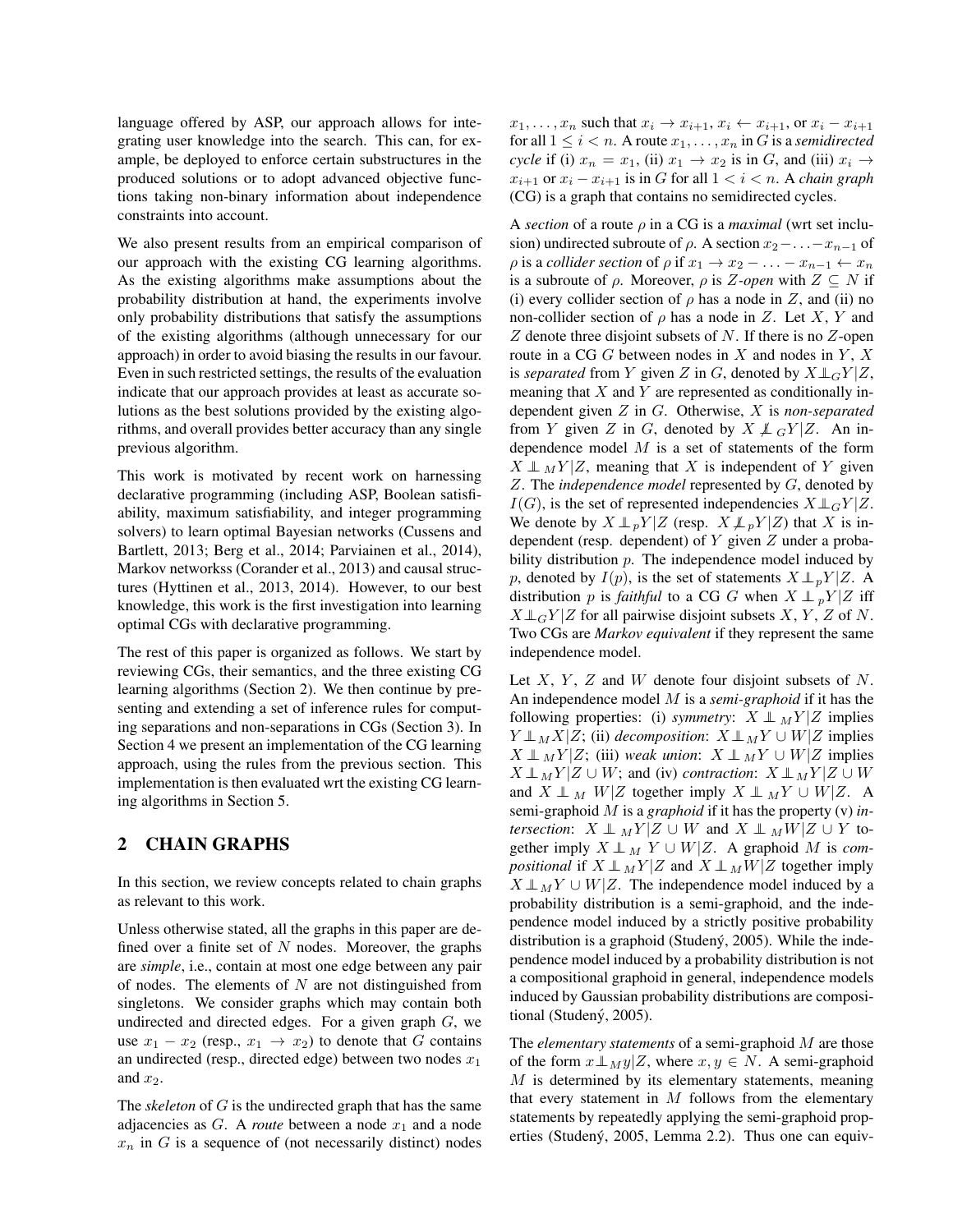language offered by ASP, our approach allows for integrating user knowledge into the search. This can, for example, be deployed to enforce certain substructures in the produced solutions or to adopt advanced objective functions taking non-binary information about independence constraints into account.

We also present results from an empirical comparison of our approach with the existing CG learning algorithms. As the existing algorithms make assumptions about the probability distribution at hand, the experiments involve only probability distributions that satisfy the assumptions of the existing algorithms (although unnecessary for our approach) in order to avoid biasing the results in our favour. Even in such restricted settings, the results of the evaluation indicate that our approach provides at least as accurate solutions as the best solutions provided by the existing algorithms, and overall provides better accuracy than any single previous algorithm.

This work is motivated by recent work on harnessing declarative programming (including ASP, Boolean satisfiability, maximum satisfiability, and integer programming solvers) to learn optimal Bayesian networks (Cussens and Bartlett, 2013; Berg et al., 2014; Parviainen et al., 2014), Markov networkss (Corander et al., 2013) and causal structures (Hyttinen et al., 2013, 2014). However, to our best knowledge, this work is the first investigation into learning optimal CGs with declarative programming.

The rest of this paper is organized as follows. We start by reviewing CGs, their semantics, and the three existing CG learning algorithms (Section 2). We then continue by presenting and extending a set of inference rules for computing separations and non-separations in CGs (Section 3). In Section 4 we present an implementation of the CG learning approach, using the rules from the previous section. This implementation is then evaluated wrt the existing CG learning algorithms in Section 5.

## 2 CHAIN GRAPHS

In this section, we review concepts related to chain graphs as relevant to this work.

Unless otherwise stated, all the graphs in this paper are defined over a finite set of $N$ nodes. Moreover, the graphs are *simple*, i.e., contain at most one edge between any pair of nodes. The elements of $N$ are not distinguished from singletons. We consider graphs which may contain both undirected and directed edges. For a given graph $G$, we use $x_1 - x_2$ (resp., $x_1 \to x_2$) to denote that $G$ contains an undirected (resp., directed edge) between two nodes $x_1$ and $x_2$.

The *skeleton* of $G$ is the undirected graph that has the same adjacencies as $G$. A *route* between a node $x_1$ and a node $x_n$ in $G$ is a sequence of (not necessarily distinct) nodes $x_1, \ldots, x_n$ such that $x_i \to x_{i+1}$, $x_i \leftarrow x_{i+1}$, or $x_i - x_{i+1}$ for all $1 \leq i < n$. A route $x_1, \ldots, x_n$ in $G$ is a *semidirected cycle* if (i) $x_n = x_1$, (ii) $x_1 \to x_2$ is in $G$, and (iii) $x_i \to x_{i+1}$ or $x_i - x_{i+1}$ is in $G$ for all $1 < i < n$. A *chain graph* (CG) is a graph that contains no semidirected cycles.

A *section* of a route $\rho$ in a CG is a *maximal* (wrt set inclusion) undirected subroute of $\rho$. A section $x_2 - \ldots - x_{n-1}$ of $\rho$ is a *collider section* of $\rho$ if $x_1 \to x_2 - \ldots - x_{n-1} \leftarrow x_n$ is a subroute of $\rho$. Moreover, $\rho$ is $Z$-*open* with $Z \subseteq N$ if (i) every collider section of $\rho$ has a node in $Z$, and (ii) no non-collider section of $\rho$ has a node in $Z$. Let $X$, $Y$ and $Z$ denote three disjoint subsets of $N$. If there is no $Z$-open route in a CG $G$ between nodes in $X$ and nodes in $Y$, $X$ is *separated* from $Y$ given $Z$ in $G$, denoted by $X \perp\!\!\!\perp_G Y | Z$, meaning that $X$ and $Y$ are represented as conditionally independent given $Z$ in $G$. Otherwise, $X$ is *non-separated* from $Y$ given $Z$ in $G$, denoted by $X \not\perp\!\!\!\perp_G Y | Z$. An independence model $M$ is a set of statements of the form $X \perp\!\!\!\perp_M Y | Z$, meaning that $X$ is independent of $Y$ given $Z$. The *independence model* represented by $G$, denoted by $I(G)$, is the set of represented independencies $X \perp\!\!\!\perp_G Y | Z$. We denote by $X \perp\!\!\!\perp_p Y | Z$ (resp. $X \not\perp\!\!\!\perp_p Y | Z$) that $X$ is independent (resp. dependent) of $Y$ given $Z$ under a probability distribution $p$. The independence model induced by $p$, denoted by $I(p)$, is the set of statements $X \perp\!\!\!\perp_p Y | Z$. A distribution $p$ is *faithful* to a CG $G$ when $X \perp\!\!\!\perp_p Y | Z$ iff $X \perp\!\!\!\perp_G Y | Z$ for all pairwise disjoint subsets $X$, $Y$, $Z$ of $N$. Two CGs are *Markov equivalent* if they represent the same independence model.

Let $X$, $Y$, $Z$ and $W$ denote four disjoint subsets of $N$. An independence model $M$ is a *semi-graphoid* if it has the following properties: (i) *symmetry*: $X \perp\!\!\!\perp_M Y | Z$ implies $Y \perp\!\!\!\perp_M X | Z$; (ii) *decomposition*: $X \perp\!\!\!\perp_M Y \cup W | Z$ implies $X \perp\!\!\!\perp_M Y | Z$; (iii) *weak union*: $X \perp\!\!\!\perp_M Y \cup W | Z$ implies $X \perp\!\!\!\perp_M Y | Z \cup W$; and (iv) *contraction*: $X \perp\!\!\!\perp_M Y | Z \cup W$ and $X \perp\!\!\!\perp_M W | Z$ together imply $X \perp\!\!\!\perp_M Y \cup W | Z$. A semi-graphoid $M$ is a *graphoid* if it has the property (v) *intersection*: $X \perp\!\!\!\perp_M Y | Z \cup W$ and $X \perp\!\!\!\perp_M W | Z \cup Y$ together imply $X \perp\!\!\!\perp_M Y \cup W | Z$. A graphoid $M$ is *compositional* if $X \perp\!\!\!\perp_M Y | Z$ and $X \perp\!\!\!\perp_M W | Z$ together imply $X \perp\!\!\!\perp_M Y \cup W | Z$. The independence model induced by a probability distribution is a semi-graphoid, and the independence model induced by a strictly positive probability distribution is a graphoid (Studený, 2005). While the independence model induced by a probability distribution is not a compositional graphoid in general, independence models induced by Gaussian probability distributions are compositional (Studený, 2005).

The *elementary statements* of a semi-graphoid $M$ are those of the form $x \perp\!\!\!\perp_M y | Z$, where $x, y \in N$. A semi-graphoid $M$ is determined by its elementary statements, meaning that every statement in $M$ follows from the elementary statements by repeatedly applying the semi-graphoid properties (Studený, 2005, Lemma 2.2). Thus one can equiv-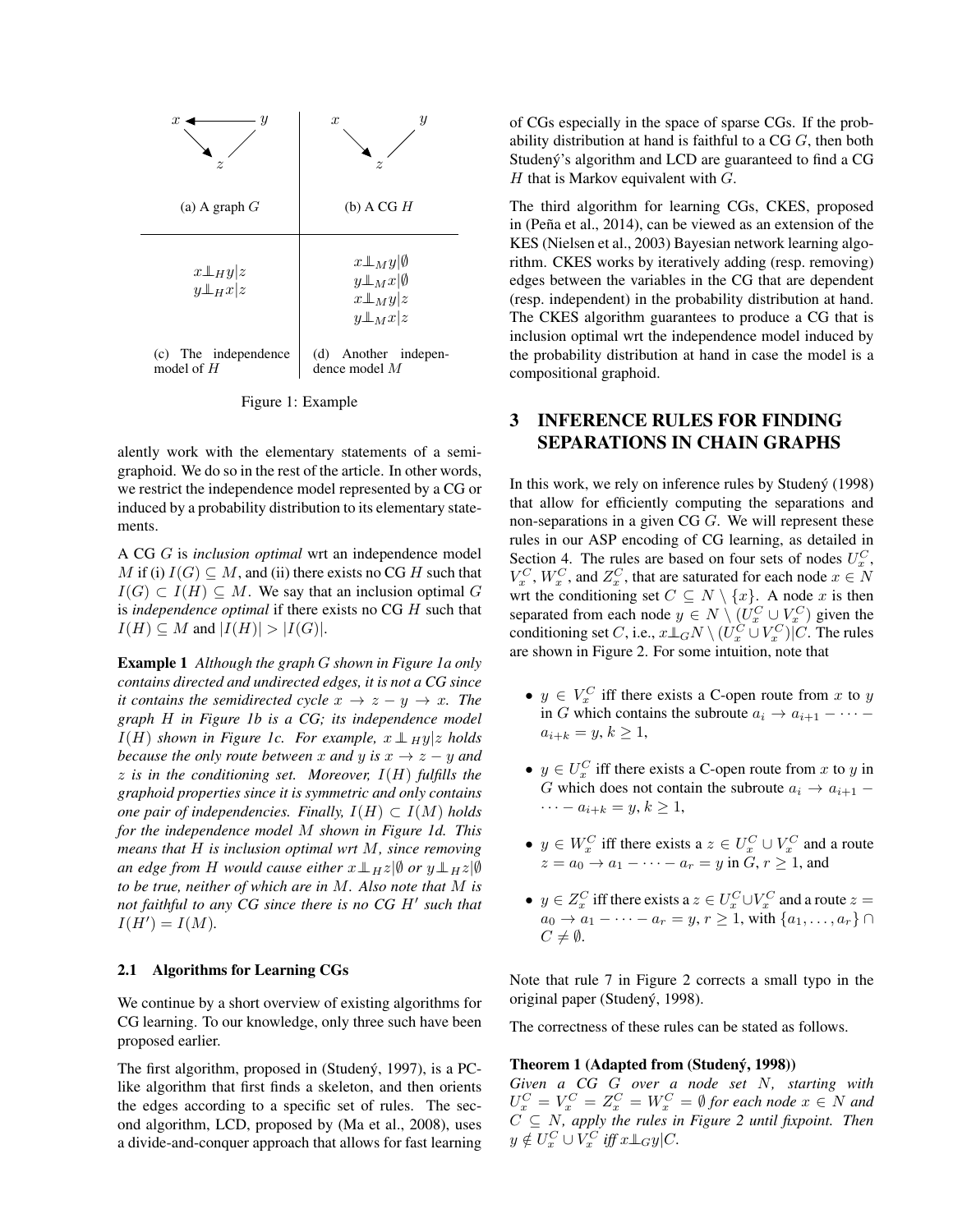(a) A graph $G$

(b) A CG $H$

$x \perp\!\!\!\perp_H y | z$
$y \perp\!\!\!\perp_H x | z$

(c) The independence model of $H$

$x \perp\!\!\!\perp_M y | \emptyset$
$y \perp\!\!\!\perp_M x | \emptyset$
$x \perp\!\!\!\perp_M y | z$
$y \perp\!\!\!\perp_M x | z$

(d) Another independence model $M$

Figure 1: Example

alently work with the elementary statements of a semi-graphoid. We do so in the rest of the article. In other words, we restrict the independence model represented by a CG or induced by a probability distribution to its elementary statements.

A CG $G$ is *inclusion optimal* wrt an independence model $M$ if (i) $I(G) \subseteq M$, and (ii) there exists no CG $H$ such that $I(G) \subset I(H) \subseteq M$. We say that an inclusion optimal $G$ is *independence optimal* if there exists no CG $H$ such that $I(H) \subseteq M$ and $|I(H)| > |I(G)|$.

**Example 1** *Although the graph $G$ shown in Figure 1a only contains directed and undirected edges, it is not a CG since it contains the semidirected cycle $x \rightarrow z - y \rightarrow x$. The graph $H$ in Figure 1b is a CG; its independence model $I(H)$ shown in Figure 1c. For example, $x \perp\!\!\!\perp_H y | z$ holds because the only route between $x$ and $y$ is $x \rightarrow z - y$ and $z$ is in the conditioning set. Moreover, $I(H)$ fulfills the graphoid properties since it is symmetric and only contains one pair of independencies. Finally, $I(H) \subset I(M)$ holds for the independence model $M$ shown in Figure 1d. This means that $H$ is inclusion optimal wrt $M$, since removing an edge from $H$ would cause either $x \perp\!\!\!\perp_H z | \emptyset$ or $y \perp\!\!\!\perp_H z | \emptyset$ to be true, neither of which are in $M$. Also note that $M$ is not faithful to any CG since there is no CG $H'$ such that $I(H') = I(M)$.*

### 2.1 Algorithms for Learning CGs

We continue by a short overview of existing algorithms for CG learning. To our knowledge, only three such have been proposed earlier.

The first algorithm, proposed in (Studený, 1997), is a PC-like algorithm that first finds a skeleton, and then orients the edges according to a specific set of rules. The second algorithm, LCD, proposed by (Ma et al., 2008), uses a divide-and-conquer approach that allows for fast learning of CGs especially in the space of sparse CGs. If the probability distribution at hand is faithful to a CG $G$, then both Studený's algorithm and LCD are guaranteed to find a CG $H$ that is Markov equivalent with $G$.

The third algorithm for learning CGs, CKES, proposed in (Peña et al., 2014), can be viewed as an extension of the KES (Nielsen et al., 2003) Bayesian network learning algorithm. CKES works by iteratively adding (resp. removing) edges between the variables in the CG that are dependent (resp. independent) in the probability distribution at hand. The CKES algorithm guarantees to produce a CG that is inclusion optimal wrt the independence model induced by the probability distribution at hand in case the model is a compositional graphoid.

## 3 INFERENCE RULES FOR FINDING SEPARATIONS IN CHAIN GRAPHS

In this work, we rely on inference rules by Studený (1998) that allow for efficiently computing the separations and non-separations in a given CG $G$. We will represent these rules in our ASP encoding of CG learning, as detailed in Section 4. The rules are based on four sets of nodes $U_x^C$, $V_x^C$, $W_x^C$, and $Z_x^C$, that are saturated for each node $x \in N$ wrt the conditioning set $C \subseteq N \setminus \{x\}$. A node $x$ is then separated from each node $y \in N \setminus (U_x^C \cup V_x^C)$ given the conditioning set $C$, i.e., $x \perp\!\!\!\perp_G N \setminus (U_x^C \cup V_x^C) | C$. The rules are shown in Figure 2. For some intuition, note that

- $y \in V_x^C$ iff there exists a C-open route from $x$ to $y$ in $G$ which contains the subroute $a_i \rightarrow a_{i+1} - \cdots - a_{i+k} = y, k \geq 1$,
- $y \in U_x^C$ iff there exists a C-open route from $x$ to $y$ in $G$ which does not contain the subroute $a_i \rightarrow a_{i+1} - \cdots - a_{i+k} = y, k \geq 1$,
- $y \in W_x^C$ iff there exists a $z \in U_x^C \cup V_x^C$ and a route $z = a_0 \rightarrow a_1 - \cdots - a_r = y$ in $G$, $r \geq 1$, and
- $y \in Z_x^C$ iff there exists a $z \in U_x^C \cup V_x^C$ and a route $z = a_0 \rightarrow a_1 - \cdots - a_r = y$, $r \geq 1$, with $\{a_1, \ldots, a_r\} \cap C \neq \emptyset$.

Note that rule 7 in Figure 2 corrects a small typo in the original paper (Studený, 1998).

The correctness of these rules can be stated as follows.

**Theorem 1 (Adapted from (Studený, 1998))** *Given a CG $G$ over a node set $N$, starting with $U_x^C = V_x^C = Z_x^C = W_x^C = \emptyset$ for each node $x \in N$ and $C \subseteq N$, apply the rules in Figure 2 until fixpoint. Then $y \notin U_x^C \cup V_x^C$ iff $x \perp\!\!\!\perp_G y | C$.*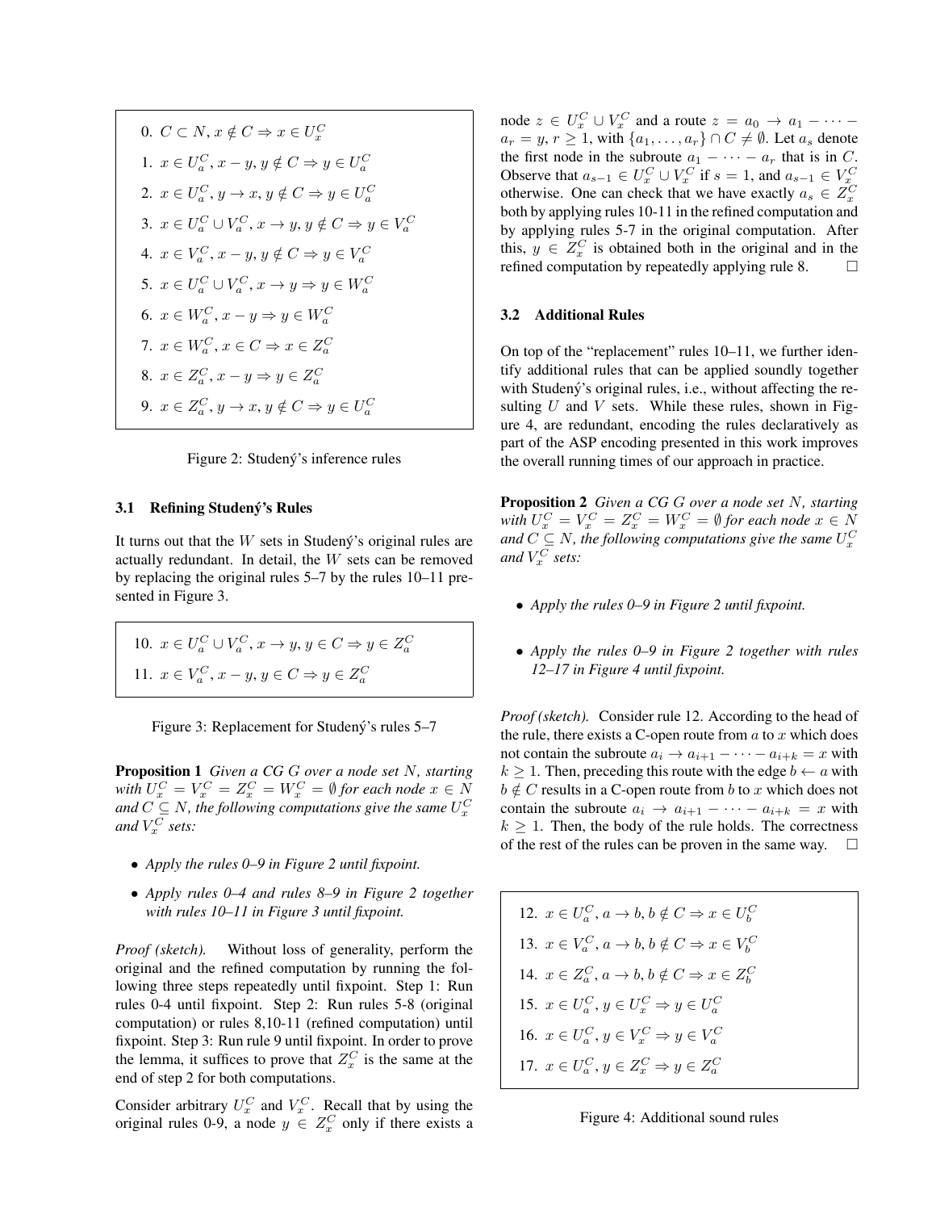$$0.\ C \subset N, x \notin C \Rightarrow x \in U_x^C$$

$$1.\ x \in U_a^C, x - y, y \notin C \Rightarrow y \in U_a^C$$

$$2.\ x \in U_a^C, y \to x, y \notin C \Rightarrow y \in U_a^C$$

$$3.\ x \in U_a^C \cup V_a^C, x \to y, y \notin C \Rightarrow y \in V_a^C$$

$$4.\ x \in V_a^C, x - y, y \notin C \Rightarrow y \in V_a^C$$

$$5.\ x \in U_a^C \cup V_a^C, x \to y \Rightarrow y \in W_a^C$$

$$6.\ x \in W_a^C, x - y \Rightarrow y \in W_a^C$$

$$7.\ x \in W_a^C, x \in C \Rightarrow x \in Z_a^C$$

$$8.\ x \in Z_a^C, x - y \Rightarrow y \in Z_a^C$$

$$9.\ x \in Z_a^C, y \to x, y \notin C \Rightarrow y \in U_a^C$$

Figure 2: Studený's inferencе rules

### 3.1 Refining Studený's Rules

It turns out that the $W$ sets in Studený's original rules are actually redundant. In detail, the $W$ sets can be removed by replacing the original rules 5–7 by the rules 10–11 presented in Figure 3.

$$10.\ x \in U_a^C \cup V_a^C, x \to y, y \in C \Rightarrow y \in Z_a^C$$

$$11.\ x \in V_a^C, x - y, y \in C \Rightarrow y \in Z_a^C$$

Figure 3: Replacement for Studený's rules 5–7

**Proposition 1** *Given a CG $G$ over a node set $N$, starting with $U_x^C = V_x^C = Z_x^C = W_x^C = \emptyset$ for each node $x \in N$ and $C \subseteq N$, the following computations give the same $U_x^C$ and $V_x^C$ sets:*

- *Apply the rules 0–9 in Figure 2 until fixpoint.*
- *Apply rules 0–4 and rules 8–9 in Figure 2 together with rules 10–11 in Figure 3 until fixpoint.*

*Proof (sketch).* Without loss of generality, perform the original and the refined computation by running the following three steps repeatedly until fixpoint. Step 1: Run rules 0-4 until fixpoint. Step 2: Run rules 5-8 (original computation) or rules 8,10-11 (refined computation) until fixpoint. Step 3: Run rule 9 until fixpoint. In order to prove the lemma, it suffices to prove that $Z_x^C$ is the same at the end of step 2 for both computations.

Consider arbitrary $U_x^C$ and $V_x^C$. Recall that by using the original rules 0-9, a node $y \in Z_x^C$ only if there exists a node $z \in U_x^C \cup V_x^C$ and a route $z = a_0 \to a_1 - \cdots - a_r = y$, $r \geq 1$, with $\{a_1, \ldots, a_r\} \cap C \neq \emptyset$. Let $a_s$ denote the first node in the subroute $a_1 - \cdots - a_r$ that is in $C$. Observe that $a_{s-1} \in U_x^C \cup V_x^C$ if $s = 1$, and $a_{s-1} \in V_x^C$ otherwise. One can check that we have exactly $a_s \in Z_x^C$ both by applying rules 10-11 in the refined computation and by applying rules 5-7 in the original computation. After this, $y \in Z_x^C$ is obtained both in the original and in the refined computation by repeatedly applying rule 8. $\square$

### 3.2 Additional Rules

On top of the "replacement" rules 10–11, we further identify additional rules that can be applied soundly together with Studený's original rules, i.e., without affecting the resulting $U$ and $V$ sets. While these rules, shown in Figure 4, are redundant, encoding the rules declaratively as part of the ASP encoding presented in this work improves the overall running times of our approach in practice.

**Proposition 2** *Given a CG $G$ over a node set $N$, starting with $U_x^C = V_x^C = Z_x^C = W_x^C = \emptyset$ for each node $x \in N$ and $C \subseteq N$, the following computations give the same $U_x^C$ and $V_x^C$ sets:*

- *Apply the rules 0–9 in Figure 2 until fixpoint.*
- *Apply the rules 0–9 in Figure 2 together with rules 12–17 in Figure 4 until fixpoint.*

*Proof (sketch).* Consider rule 12. According to the head of the rule, there exists a C-open route from $a$ to $x$ which does not contain the subroute $a_i \to a_{i+1} - \cdots - a_{i+k} = x$ with $k \geq 1$. Then, preceding this route with the edge $b \leftarrow a$ with $b \notin C$ results in a C-open route from $b$ to $x$ which does not contain the subroute $a_i \to a_{i+1} - \cdots - a_{i+k} = x$ with $k \geq 1$. Then, the body of the rule holds. The correctness of the rest of the rules can be proven in the same way. $\square$

$$12.\ x \in U_a^C, a \to b, b \notin C \Rightarrow x \in U_b^C$$

$$13.\ x \in V_a^C, a \to b, b \notin C \Rightarrow x \in V_b^C$$

$$14.\ x \in Z_a^C, a \to b, b \notin C \Rightarrow x \in Z_b^C$$

$$15.\ x \in U_a^C, y \in U_x^C \Rightarrow y \in U_a^C$$

$$16.\ x \in U_a^C, y \in V_x^C \Rightarrow y \in V_a^C$$

$$17.\ x \in U_a^C, y \in Z_x^C \Rightarrow y \in Z_a^C$$

Figure 4: Additional sound rules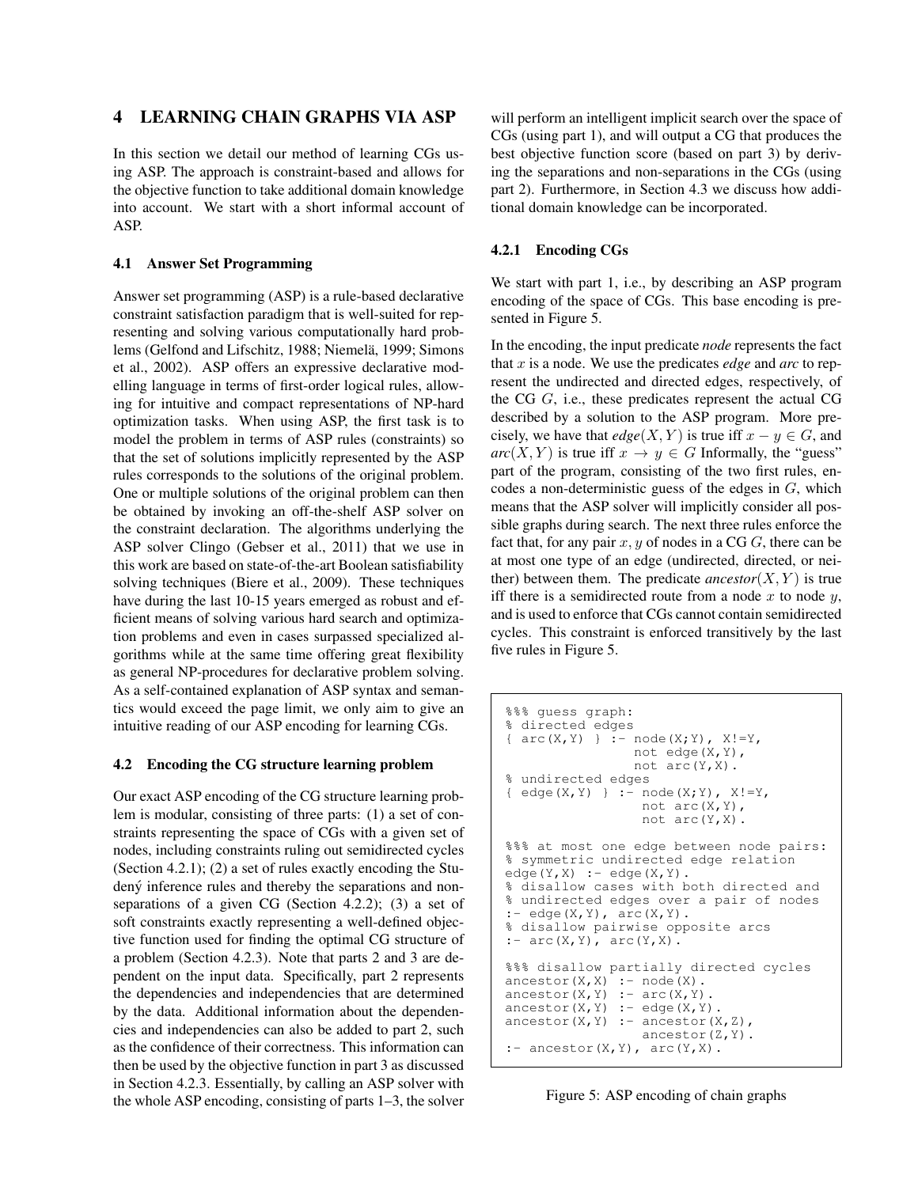## 4 LEARNING CHAIN GRAPHS VIA ASP

In this section we detail our method of learning CGs using ASP. The approach is constraint-based and allows for the objective function to take additional domain knowledge into account. We start with a short informal account of ASP.

### 4.1 Answer Set Programming

Answer set programming (ASP) is a rule-based declarative constraint satisfaction paradigm that is well-suited for representing and solving various computationally hard problems (Gelfond and Lifschitz, 1988; Niemelä, 1999; Simons et al., 2002). ASP offers an expressive declarative modelling language in terms of first-order logical rules, allowing for intuitive and compact representations of NP-hard optimization tasks. When using ASP, the first task is to model the problem in terms of ASP rules (constraints) so that the set of solutions implicitly represented by the ASP rules corresponds to the solutions of the original problem. One or multiple solutions of the original problem can then be obtained by invoking an off-the-shelf ASP solver on the constraint declaration. The algorithms underlying the ASP solver Clingo (Gebser et al., 2011) that we use in this work are based on state-of-the-art Boolean satisfiability solving techniques (Biere et al., 2009). These techniques have during the last 10-15 years emerged as robust and efficient means of solving various hard search and optimization problems and even in cases surpassed specialized algorithms while at the same time offering great flexibility as general NP-procedures for declarative problem solving. As a self-contained explanation of ASP syntax and semantics would exceed the page limit, we only aim to give an intuitive reading of our ASP encoding for learning CGs.

### 4.2 Encoding the CG structure learning problem

Our exact ASP encoding of the CG structure learning problem is modular, consisting of three parts: (1) a set of constraints representing the space of CGs with a given set of nodes, including constraints ruling out semidirected cycles (Section 4.2.1); (2) a set of rules exactly encoding the Studený inference rules and thereby the separations and non-separations of a given CG (Section 4.2.2); (3) a set of soft constraints exactly representing a well-defined objective function used for finding the optimal CG structure of a problem (Section 4.2.3). Note that parts 2 and 3 are dependent on the input data. Specifically, part 2 represents the dependencies and independencies that are determined by the data. Additional information about the dependencies and independencies can also be added to part 2, such as the confidence of their correctness. This information can then be used by the objective function in part 3 as discussed in Section 4.2.3. Essentially, by calling an ASP solver with the whole ASP encoding, consisting of parts 1–3, the solver will perform an intelligent implicit search over the space of CGs (using part 1), and will output a CG that produces the best objective function score (based on part 3) by deriving the separations and non-separations in the CGs (using part 2). Furthermore, in Section 4.3 we discuss how additional domain knowledge can be incorporated.

#### 4.2.1 Encoding CGs

We start with part 1, i.e., by describing an ASP program encoding of the space of CGs. This base encoding is presented in Figure 5.

In the encoding, the input predicate *node* represents the fact that $x$ is a node. We use the predicates *edge* and *arc* to represent the undirected and directed edges, respectively, of the CG $G$, i.e., these predicates represent the actual CG described by a solution to the ASP program. More precisely, we have that *edge*$(X, Y)$ is true iff $x - y \in G$, and *arc*$(X, Y)$ is true iff $x \to y \in G$ Informally, the "guess" part of the program, consisting of the two first rules, encodes a non-deterministic guess of the edges in $G$, which means that the ASP solver will implicitly consider all possible graphs during search. The next three rules enforce the fact that, for any pair $x, y$ of nodes in a CG $G$, there can be at most one type of an edge (undirected, directed, or neither) between them. The predicate *ancestor*$(X, Y)$ is true iff there is a semidirected route from a node $x$ to node $y$, and is used to enforce that CGs cannot contain semidirected cycles. This constraint is enforced transitively by the last five rules in Figure 5.

```
%%% guess graph:
% directed edges
{ arc(X,Y) } :- node(X;Y), X!=Y,
                not edge(X,Y),
                not arc(Y,X).
% undirected edges
{ edge(X,Y) } :- node(X;Y), X!=Y,
                 not arc(X,Y),
                 not arc(Y,X).

%%% at most one edge between node pairs:
% symmetric undirected edge relation
edge(Y,X) :- edge(X,Y).
% disallow cases with both directed and
% undirected edges over a pair of nodes
:- edge(X,Y), arc(X,Y).
% disallow pairwise opposite arcs
:- arc(X,Y), arc(Y,X).

%%% disallow partially directed cycles
ancestor(X,X) :- node(X).
ancestor(X,Y) :- arc(X,Y).
ancestor(X,Y) :- edge(X,Y).
ancestor(X,Y) :- ancestor(X,Z),
                 ancestor(Z,Y).
:- ancestor(X,Y), arc(Y,X).
```

Figure 5: ASP encoding of chain graphs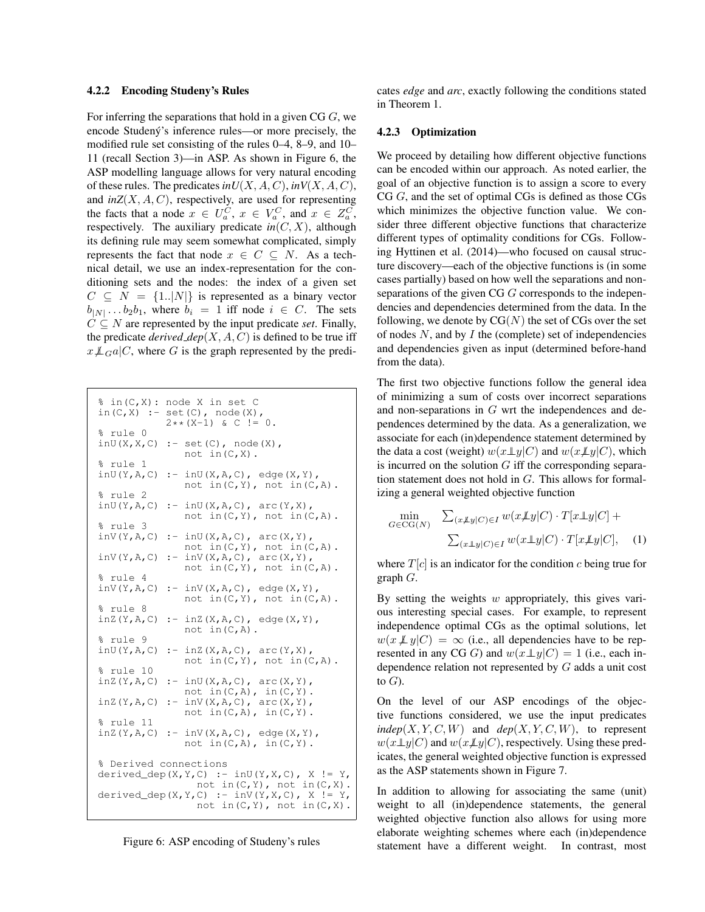#### 4.2.2 Encoding Studeny's Rules

For inferring the separations that hold in a given CG $G$, we encode Studený's inference rules—or more precisely, the modified rule set consisting of the rules 0–4, 8–9, and 10–11 (recall Section 3)—in ASP. As shown in Figure 6, the ASP modelling language allows for very natural encoding of these rules. The predicates *inU*$(X,A,C)$, *inV*$(X,A,C)$, and *inZ*$(X,A,C)$, respectively, are used for representing the facts that a node $x \in U_a^C$, $x \in V_a^C$, and $x \in Z_a^C$, respectively. The auxiliary predicate *in*$(C,X)$, although its defining rule may seem somewhat complicated, simply represents the fact that node $x \in C \subseteq N$. As a technical detail, we use an index-representation for the conditioning sets and the nodes: the index of a given set $C \subseteq N = \{1..|N|\}$ is represented as a binary vector $b_{|N|} \dots b_2 b_1$, where $b_i = 1$ iff node $i \in C$. The sets $C \subseteq N$ are represented by the input predicate *set*. Finally, the predicate *derived_dep*$(X,A,C)$ is defined to be true iff $x \not\perp\!\!\!\perp_G a | C$, where $G$ is the graph represented by the predicates *edge* and *arc*, exactly following the conditions stated in Theorem 1.

```
% in(C,X): node X in set C
in(C,X) :- set(C), node(X),
           2**(X-1) & C != 0.
% rule 0
inU(X,X,C) :- set(C), node(X),
              not in(C,X).
% rule 1
inU(Y,A,C) :- inU(X,A,C), edge(X,Y),
              not in(C,Y), not in(C,A).
% rule 2
inU(Y,A,C) :- inU(X,A,C), arc(Y,X),
              not in(C,Y), not in(C,A).
% rule 3
inV(Y,A,C) :- inU(X,A,C), arc(X,Y),
              not in(C,Y), not in(C,A).
inV(Y,A,C) :- inV(X,A,C), arc(X,Y),
              not in(C,Y), not in(C,A).
% rule 4
inV(Y,A,C) :- inV(X,A,C), edge(X,Y),
              not in(C,Y), not in(C,A).
% rule 8
inZ(Y,A,C) :- inZ(X,A,C), edge(X,Y),
              not in(C,A).
% rule 9
inU(Y,A,C) :- inZ(X,A,C), arc(Y,X),
              not in(C,Y), not in(C,A).
% rule 10
inZ(Y,A,C) :- inU(X,A,C), arc(X,Y),
              not in(C,A), in(C,Y).
inZ(Y,A,C) :- inV(X,A,C), arc(X,Y),
              not in(C,A), in(C,Y).
% rule 11
inZ(Y,A,C) :- inV(X,A,C), edge(X,Y),
              not in(C,A), in(C,Y).

% Derived connections
derived_dep(X,Y,C) :- inU(Y,X,C), X != Y,
                      not in(C,Y), not in(C,X).
derived_dep(X,Y,C) :- inV(Y,X,C), X != Y,
                      not in(C,Y), not in(C,X).
```

Figure 6: ASP encoding of Studeny's rules

#### 4.2.3 Optimization

We proceed by detailing how different objective functions can be encoded within our approach. As noted earlier, the goal of an objective function is to assign a score to every CG $G$, and the set of optimal CGs is defined as those CGs which minimizes the objective function value. We consider three different objective functions that characterize different types of optimality conditions for CGs. Following Hyttinen et al. (2014)—who focused on causal structure discovery—each of the objective functions is (in some cases partially) based on how well the separations and non-separations of the given CG $G$ corresponds to the independencies and dependencies determined from the data. In the following, we denote by $\mathrm{CG}(N)$ the set of CGs over the set of nodes $N$, and by $I$ the (complete) set of independencies and dependencies given as input (determined before-hand from the data).

The first two objective functions follow the general idea of minimizing a sum of costs over incorrect separations and non-separations in $G$ wrt the independences and dependences determined by the data. As a generalization, we associate for each (in)dependence statement determined by the data a cost (weight) $w(x \perp\!\!\!\perp y|C)$ and $w(x \not\perp\!\!\!\perp y|C)$, which is incurred on the solution $G$ iff the corresponding separation statement does not hold in $G$. This allows for formalizing a general weighted objective function

$$
\min_{G \in \mathrm{CG}(N)} \quad \sum_{(x \not\perp\!\!\!\perp y|C) \in I} w(x \not\perp\!\!\!\perp y|C) \cdot T[x \perp\!\!\!\perp y|C] + \sum_{(x \perp\!\!\!\perp y|C) \in I} w(x \perp\!\!\!\perp y|C) \cdot T[x \not\perp\!\!\!\perp y|C], \quad (1)
$$

where $T[c]$ is an indicator for the condition $c$ being true for graph $G$.

By setting the weights $w$ appropriately, this gives various interesting special cases. For example, to represent independence optimal CGs as the optimal solutions, let $w(x \not\perp\!\!\!\perp y|C) = \infty$ (i.e., all dependencies have to be represented in any CG $G$) and $w(x \perp\!\!\!\perp y|C) = 1$ (i.e., each independence relation not represented by $G$ adds a unit cost to $G$).

On the level of our ASP encodings of the objective functions considered, we use the input predicates *indep*$(X,Y,C,W)$ and *dep*$(X,Y,C,W)$, to represent $w(x \perp\!\!\!\perp y|C)$ and $w(x \not\perp\!\!\!\perp y|C)$, respectively. Using these predicates, the general weighted objective function is expressed as the ASP statements shown in Figure 7.

In addition to allowing for associating the same (unit) weight to all (in)dependence statements, the general weighted objective function also allows for using more elaborate weighting schemes where each (in)dependence statement have a different weight. In contrast, most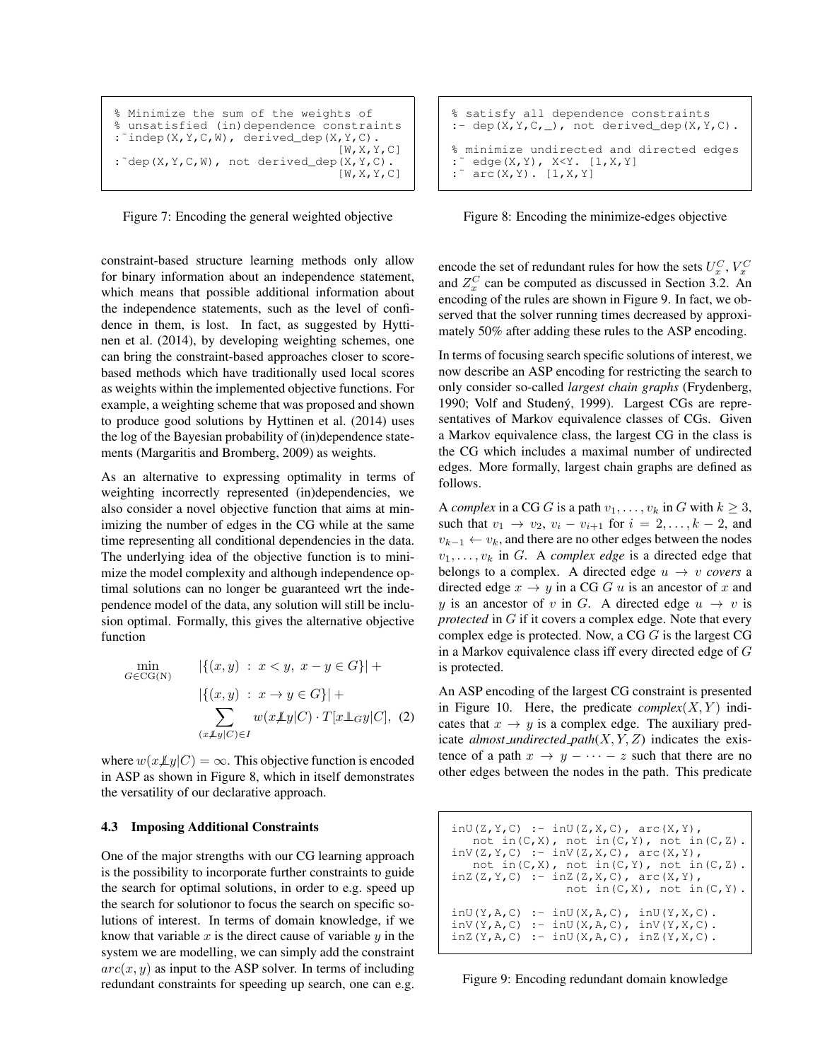```
% Minimize the sum of the weights of
% unsatisfied (in)dependence constraints
:~indep(X,Y,C,W), derived_dep(X,Y,C).
                                    [W,X,Y,C]
:~dep(X,Y,C,W), not derived_dep(X,Y,C).
                                    [W,X,Y,C]
```

Figure 7: Encoding the general weighted objective

```
% satisfy all dependence constraints
:- dep(X,Y,C,_), not derived_dep(X,Y,C).

% minimize undirected and directed edges
:~ edge(X,Y), X<Y. [1,X,Y]
:~ arc(X,Y). [1,X,Y]
```

Figure 8: Encoding the minimize-edges objective

constraint-based structure learning methods only allow for binary information about an independence statement, which means that possible additional information about the independence statements, such as the level of confidence in them, is lost. In fact, as suggested by Hyttinen et al. (2014), by developing weighting schemes, one can bring the constraint-based approaches closer to score-based methods which have traditionally used local scores as weights within the implemented objective functions. For example, a weighting scheme that was proposed and shown to produce good solutions by Hyttinen et al. (2014) uses the log of the Bayesian probability of (in)dependence statements (Margaritis and Bromberg, 2009) as weights.

As an alternative to expressing optimality in terms of weighting incorrectly represented (in)dependencies, we also consider a novel objective function that aims at minimizing the number of edges in the CG while at the same time representing all conditional dependencies in the data. The underlying idea of the objective function is to minimize the model complexity and although independence optimal solutions can no longer be guaranteed wrt the independence model of the data, any solution will still be inclusion optimal. Formally, this gives the alternative objective function

$$\min_{G \in \mathrm{CG(N)}} \quad |\{(x,y) \ : \ x < y, \ x - y \in G\}| + |\{(x,y) \ : \ x \to y \in G\}| + \sum_{(x \not\perp\!\!\!\perp y|C) \in I} w(x \not\perp\!\!\!\perp y|C) \cdot T[x \perp\!\!\!\perp_G y|C], \quad (2)$$

where $w(x \not\perp\!\!\!\perp y|C) = \infty$. This objective function is encoded in ASP as shown in Figure 8, which in itself demonstrates the versatility of our declarative approach.

### 4.3 Imposing Additional Constraints

One of the major strengths with our CG learning approach is the possibility to incorporate further constraints to guide the search for optimal solutions, in order to e.g. speed up the search for solutionor to focus the search on specific solutions of interest. In terms of domain knowledge, if we know that variable $x$ is the direct cause of variable $y$ in the system we are modelling, we can simply add the constraint $arc(x,y)$ as input to the ASP solver. In terms of including redundant constraints for speeding up search, one can e.g. encode the set of redundant rules for how the sets $U_x^C$, $V_x^C$ and $Z_x^C$ can be computed as discussed in Section 3.2. An encoding of the rules are shown in Figure 9. In fact, we observed that the solver running times decreased by approximately 50% after adding these rules to the ASP encoding.

In terms of focusing search specific solutions of interest, we now describe an ASP encoding for restricting the search to only consider so-called *largest chain graphs* (Frydenberg, 1990; Volf and Studený, 1999). Largest CGs are representatives of Markov equivalence classes of CGs. Given a Markov equivalence class, the largest CG in the class is the CG which includes a maximal number of undirected edges. More formally, largest chain graphs are defined as follows.

A *complex* in a CG $G$ is a path $v_1, \ldots, v_k$ in $G$ with $k \geq 3$, such that $v_1 \to v_2$, $v_i - v_{i+1}$ for $i = 2, \ldots, k-2$, and $v_{k-1} \leftarrow v_k$, and there are no other edges between the nodes $v_1, \ldots, v_k$ in $G$. A *complex edge* is a directed edge that belongs to a complex. A directed edge $u \to v$ *covers* a directed edge $x \to y$ in a CG $G$ $u$ is an ancestor of $x$ and $y$ is an ancestor of $v$ in $G$. A directed edge $u \to v$ is *protected* in $G$ if it covers a complex edge. Note that every complex edge is protected. Now, a CG $G$ is the largest CG in a Markov equivalence class iff every directed edge of $G$ is protected.

An ASP encoding of the largest CG constraint is presented in Figure 10. Here, the predicate *complex*$(X, Y)$ indicates that $x \to y$ is a complex edge. The auxiliary predicate *almost_undirected_path*$(X, Y, Z)$ indicates the existence of a path $x \to y - \cdots - z$ such that there are no other edges between the nodes in the path. This predicate

```
inU(Z,Y,C) :- inU(Z,X,C), arc(X,Y),
    not in(C,X), not in(C,Y), not in(C,Z).
inV(Z,Y,C) :- inV(Z,X,C), arc(X,Y),
    not in(C,X), not in(C,Y), not in(C,Z).
inZ(Z,Y,C) :- inZ(Z,X,C), arc(X,Y),
                not in(C,X), not in(C,Y).

inU(Y,A,C) :- inU(X,A,C), inU(Y,X,C).
inV(Y,A,C) :- inU(X,A,C), inV(Y,X,C).
inZ(Y,A,C) :- inU(X,A,C), inZ(Y,X,C).
```

Figure 9: Encoding redundant domain knowledge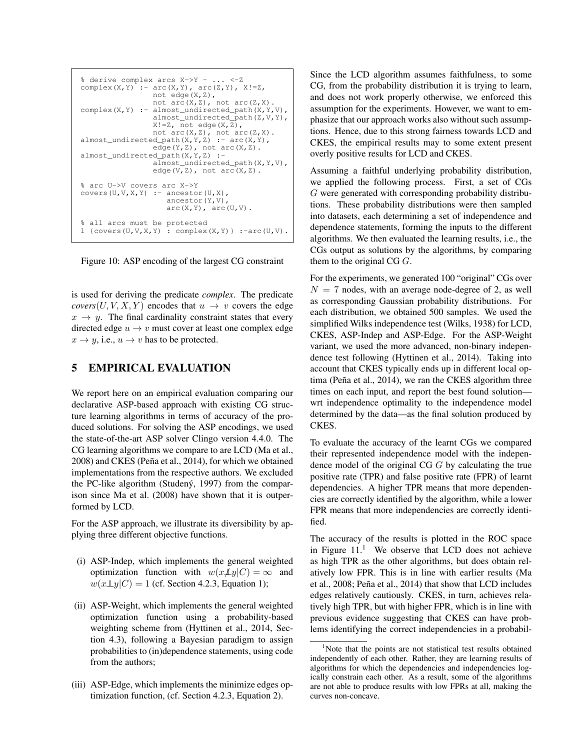```
% derive complex arcs X->Y - ... <-Z
complex(X,Y) :- arc(X,Y), arc(Z,Y), X!=Z,
                not edge(X,Z),
                not arc(X,Z), not arc(Z,X).
complex(X,Y) :- almost_undirected_path(X,Y,V),
                almost_undirected_path(Z,V,Y),
                X!=Z, not edge(X,Z),
                not arc(X,Z), not arc(Z,X).
almost_undirected_path(X,Y,Z) :- arc(X,Y),
                edge(Y,Z), not arc(X,Z).
almost_undirected_path(X,Y,Z) :-
                almost_undirected_path(X,Y,V),
                edge(V,Z), not arc(X,Z).

% arc U->V covers arc X->Y
covers(U,V,X,Y) :- ancestor(U,X),
                   ancestor(Y,V),
                   arc(X,Y), arc(U,V).

% all arcs must be protected
1 {covers(U,V,X,Y) : complex(X,Y)} :-arc(U,V).
```

Figure 10: ASP encoding of the largest CG constraint

is used for deriving the predicate *complex*. The predicate *covers*$(U, V, X, Y)$ encodes that $u \to v$ covers the edge $x \to y$. The final cardinality constraint states that every directed edge $u \to v$ must cover at least one complex edge $x \to y$, i.e., $u \to v$ has to be protected.

## 5 EMPIRICAL EVALUATION

We report here on an empirical evaluation comparing our declarative ASP-based approach with existing CG structure learning algorithms in terms of accuracy of the produced solutions. For solving the ASP encodings, we used the state-of-the-art ASP solver Clingo version 4.4.0. The CG learning algorithms we compare to are LCD (Ma et al., 2008) and CKES (Peña et al., 2014), for which we obtained implementations from the respective authors. We excluded the PC-like algorithm (Studený, 1997) from the comparison since Ma et al. (2008) have shown that it is outperformed by LCD.

For the ASP approach, we illustrate its diversibility by applying three different objective functions.

(i) ASP-Indep, which implements the general weighted optimization function with $w(x \not\perp\!\!\!\perp y|C) = \infty$ and $w(x \perp\!\!\!\perp y|C) = 1$ (cf. Section 4.2.3, Equation 1);

(ii) ASP-Weight, which implements the general weighted optimization function using a probability-based weighting scheme from (Hyttinen et al., 2014, Section 4.3), following a Bayesian paradigm to assign probabilities to (in)dependence statements, using code from the authors;

(iii) ASP-Edge, which implements the minimize edges optimization function, (cf. Section 4.2.3, Equation 2).

Since the LCD algorithm assumes faithfulness, to some CG, from the probability distribution it is trying to learn, and does not work properly otherwise, we enforced this assumption for the experiments. However, we want to emphasize that our approach works also without such assumptions. Hence, due to this strong fairness towards LCD and CKES, the empirical results may to some extent present overly positive results for LCD and CKES.

Assuming a faithful underlying probability distribution, we applied the following process. First, a set of CGs $G$ were generated with corresponding probability distributions. These probability distributions were then sampled into datasets, each determining a set of independence and dependence statements, forming the inputs to the different algorithms. We then evaluated the learning results, i.e., the CGs output as solutions by the algorithms, by comparing them to the original CG $G$.

For the experiments, we generated 100 "original" CGs over $N = 7$ nodes, with an average node-degree of 2, as well as corresponding Gaussian probability distributions. For each distribution, we obtained 500 samples. We used the simplified Wilks independence test (Wilks, 1938) for LCD, CKES, ASP-Indep and ASP-Edge. For the ASP-Weight variant, we used the more advanced, non-binary independence test following (Hyttinen et al., 2014). Taking into account that CKES typically ends up in different local optima (Peña et al., 2014), we ran the CKES algorithm three times on each input, and report the best found solution—wrt independence optimality to the independence model determined by the data—as the final solution produced by CKES.

To evaluate the accuracy of the learnt CGs we compared their represented independence model with the independence model of the original CG $G$ by calculating the true positive rate (TPR) and false positive rate (FPR) of learnt dependencies. A higher TPR means that more dependencies are correctly identified by the algorithm, while a lower FPR means that more independencies are correctly identified.

The accuracy of the results is plotted in the ROC space in Figure 11.[1] We observe that LCD does not achieve as high TPR as the other algorithms, but does obtain relatively low FPR. This is in line with earlier results (Ma et al., 2008; Peña et al., 2014) that show that LCD includes edges relatively cautiously. CKES, in turn, achieves relatively high TPR, but with higher FPR, which is in line with previous evidence suggesting that CKES can have problems identifying the correct independencies in a probabil-

[1]Note that the points are not statistical test results obtained independently of each other. Rather, they are learning results of algorithms for which the dependencies and independencies logically constrain each other. As a result, some of the algorithms are not able to produce results with low FPRs at all, making the curves non-concave.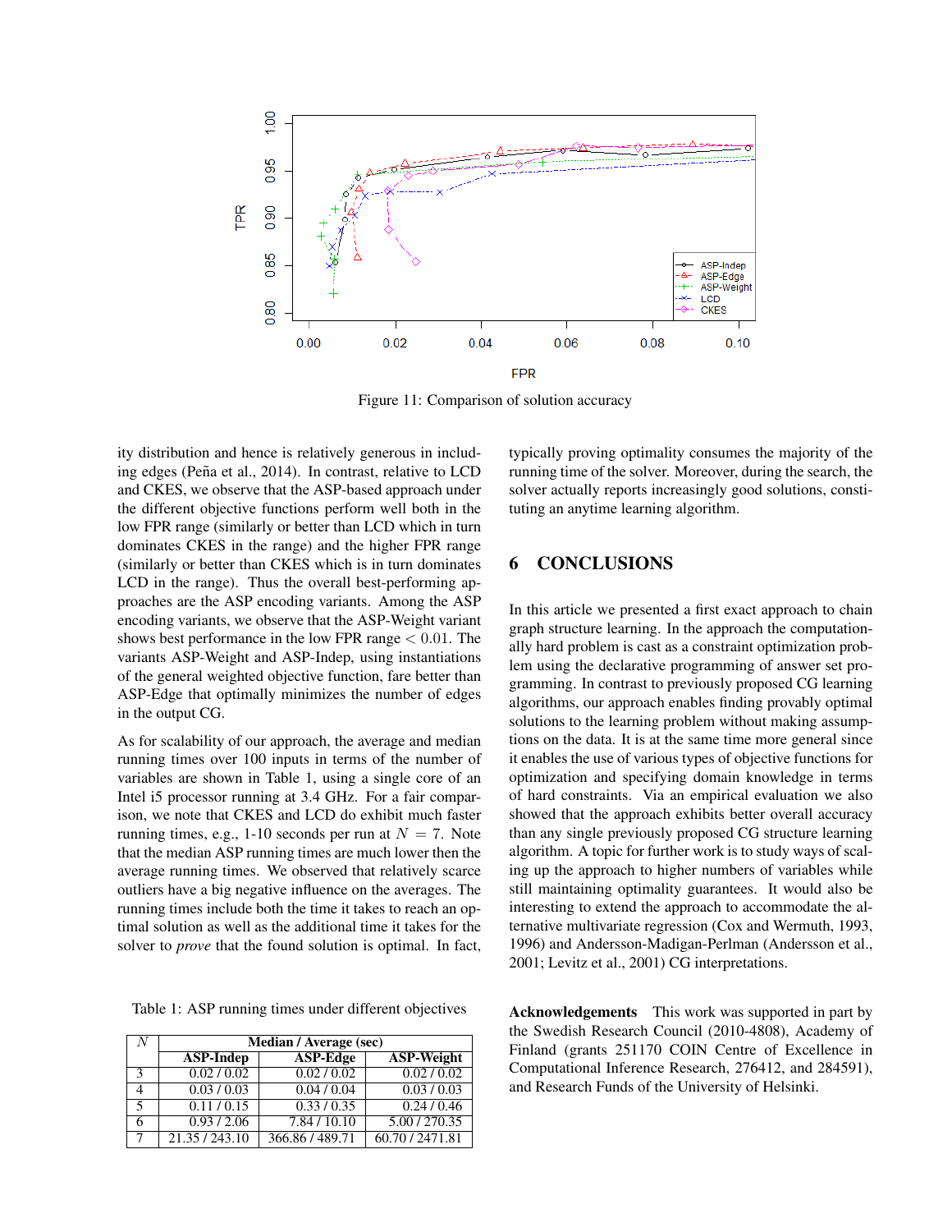Figure 11: Comparison of solution accuracy

ity distribution and hence is relatively generous in including edges (Peña et al., 2014). In contrast, relative to LCD and CKES, we observe that the ASP-based approach under the different objective functions perform well both in the low FPR range (similarly or better than LCD which in turn dominates CKES in the range) and the higher FPR range (similarly or better than CKES which is in turn dominates LCD in the range). Thus the overall best-performing approaches are the ASP encoding variants. Among the ASP encoding variants, we observe that the ASP-Weight variant shows best performance in the low FPR range $< 0.01$. The variants ASP-Weight and ASP-Indep, using instantiations of the general weighted objective function, fare better than ASP-Edge that optimally minimizes the number of edges in the output CG.

As for scalability of our approach, the average and median running times over 100 inputs in terms of the number of variables are shown in Table 1, using a single core of an Intel i5 processor running at 3.4 GHz. For a fair comparison, we note that CKES and LCD do exhibit much faster running times, e.g., 1-10 seconds per run at $N = 7$. Note that the median ASP running times are much lower then the average running times. We observed that relatively scarce outliers have a big negative influence on the averages. The running times include both the time it takes to reach an optimal solution as well as the additional time it takes for the solver to *prove* that the found solution is optimal. In fact, typically proving optimality consumes the majority of the running time of the solver. Moreover, during the search, the solver actually reports increasingly good solutions, constituting an anytime learning algorithm.

Table 1: ASP running times under different objectives

| $N$ | Median / Average (sec) | | |
|---|---|---|---|
| | **ASP-Indep** | **ASP-Edge** | **ASP-Weight** |
| 3 | 0.02 / 0.02 | 0.02 / 0.02 | 0.02 / 0.02 |
| 4 | 0.03 / 0.03 | 0.04 / 0.04 | 0.03 / 0.03 |
| 5 | 0.11 / 0.15 | 0.33 / 0.35 | 0.24 / 0.46 |
| 6 | 0.93 / 2.06 | 7.84 / 10.10 | 5.00 / 270.35 |
| 7 | 21.35 / 243.10 | 366.86 / 489.71 | 60.70 / 2471.81 |

## 6 CONCLUSIONS

In this article we presented a first exact approach to chain graph structure learning. In the approach the computationally hard problem is cast as a constraint optimization problem using the declarative programming of answer set programming. In contrast to previously proposed CG learning algorithms, our approach enables finding provably optimal solutions to the learning problem without making assumptions on the data. It is at the same time more general since it enables the use of various types of objective functions for optimization and specifying domain knowledge in terms of hard constraints. Via an empirical evaluation we also showed that the approach exhibits better overall accuracy than any single previously proposed CG structure learning algorithm. A topic for further work is to study ways of scaling up the approach to higher numbers of variables while still maintaining optimality guarantees. It would also be interesting to extend the approach to accommodate the alternative multivariate regression (Cox and Wermuth, 1993, 1996) and Andersson-Madigan-Perlman (Andersson et al., 2001; Levitz et al., 2001) CG interpretations.

**Acknowledgements** This work was supported in part by the Swedish Research Council (2010-4808), Academy of Finland (grants 251170 COIN Centre of Excellence in Computational Inference Research, 276412, and 284591), and Research Funds of the University of Helsinki.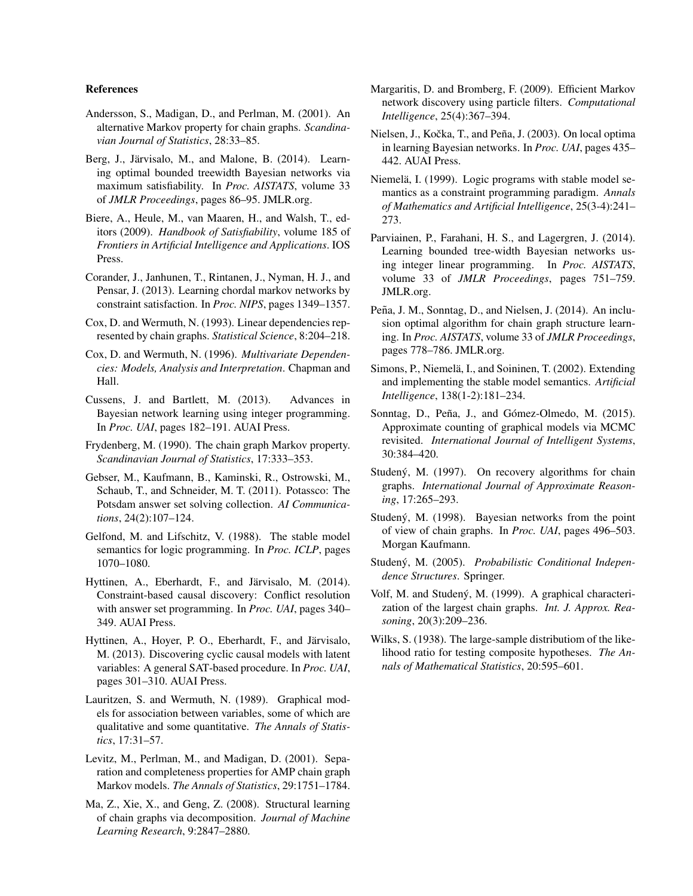### References

Andersson, S., Madigan, D., and Perlman, M. (2001). An alternative Markov property for chain graphs. *Scandinavian Journal of Statistics*, 28:33–85.

Berg, J., Järvisalo, M., and Malone, B. (2014). Learning optimal bounded treewidth Bayesian networks via maximum satisfiability. In *Proc. AISTATS*, volume 33 of *JMLR Proceedings*, pages 86–95. JMLR.org.

Biere, A., Heule, M., van Maaren, H., and Walsh, T., editors (2009). *Handbook of Satisfiability*, volume 185 of *Frontiers in Artificial Intelligence and Applications*. IOS Press.

Corander, J., Janhunen, T., Rintanen, J., Nyman, H. J., and Pensar, J. (2013). Learning chordal markov networks by constraint satisfaction. In *Proc. NIPS*, pages 1349–1357.

Cox, D. and Wermuth, N. (1993). Linear dependencies represented by chain graphs. *Statistical Science*, 8:204–218.

Cox, D. and Wermuth, N. (1996). *Multivariate Dependencies: Models, Analysis and Interpretation*. Chapman and Hall.

Cussens, J. and Bartlett, M. (2013). Advances in Bayesian network learning using integer programming. In *Proc. UAI*, pages 182–191. AUAI Press.

Frydenberg, M. (1990). The chain graph Markov property. *Scandinavian Journal of Statistics*, 17:333–353.

Gebser, M., Kaufmann, B., Kaminski, R., Ostrowski, M., Schaub, T., and Schneider, M. T. (2011). Potassco: The Potsdam answer set solving collection. *AI Communications*, 24(2):107–124.

Gelfond, M. and Lifschitz, V. (1988). The stable model semantics for logic programming. In *Proc. ICLP*, pages 1070–1080.

Hyttinen, A., Eberhardt, F., and Järvisalo, M. (2014). Constraint-based causal discovery: Conflict resolution with answer set programming. In *Proc. UAI*, pages 340–349. AUAI Press.

Hyttinen, A., Hoyer, P. O., Eberhardt, F., and Järvisalo, M. (2013). Discovering cyclic causal models with latent variables: A general SAT-based procedure. In *Proc. UAI*, pages 301–310. AUAI Press.

Lauritzen, S. and Wermuth, N. (1989). Graphical models for association between variables, some of which are qualitative and some quantitative. *The Annals of Statistics*, 17:31–57.

Levitz, M., Perlman, M., and Madigan, D. (2001). Separation and completeness properties for AMP chain graph Markov models. *The Annals of Statistics*, 29:1751–1784.

Ma, Z., Xie, X., and Geng, Z. (2008). Structural learning of chain graphs via decomposition. *Journal of Machine Learning Research*, 9:2847–2880.

Margaritis, D. and Bromberg, F. (2009). Efficient Markov network discovery using particle filters. *Computational Intelligence*, 25(4):367–394.

Nielsen, J., Kočka, T., and Peña, J. (2003). On local optima in learning Bayesian networks. In *Proc. UAI*, pages 435–442. AUAI Press.

Niemelä, I. (1999). Logic programs with stable model semantics as a constraint programming paradigm. *Annals of Mathematics and Artificial Intelligence*, 25(3-4):241–273.

Parviainen, P., Farahani, H. S., and Lagergren, J. (2014). Learning bounded tree-width Bayesian networks using integer linear programming. In *Proc. AISTATS*, volume 33 of *JMLR Proceedings*, pages 751–759. JMLR.org.

Peña, J. M., Sonntag, D., and Nielsen, J. (2014). An inclusion optimal algorithm for chain graph structure learning. In *Proc. AISTATS*, volume 33 of *JMLR Proceedings*, pages 778–786. JMLR.org.

Simons, P., Niemelä, I., and Soininen, T. (2002). Extending and implementing the stable model semantics. *Artificial Intelligence*, 138(1-2):181–234.

Sonntag, D., Peña, J., and Gómez-Olmedo, M. (2015). Approximate counting of graphical models via MCMC revisited. *International Journal of Intelligent Systems*, 30:384–420.

Studený, M. (1997). On recovery algorithms for chain graphs. *International Journal of Approximate Reasoning*, 17:265–293.

Studený, M. (1998). Bayesian networks from the point of view of chain graphs. In *Proc. UAI*, pages 496–503. Morgan Kaufmann.

Studený, M. (2005). *Probabilistic Conditional Independence Structures*. Springer.

Volf, M. and Studený, M. (1999). A graphical characterization of the largest chain graphs. *Int. J. Approx. Reasoning*, 20(3):209–236.

Wilks, S. (1938). The large-sample distributiom of the likelihood ratio for testing composite hypotheses. *The Annals of Mathematical Statistics*, 20:595–601.